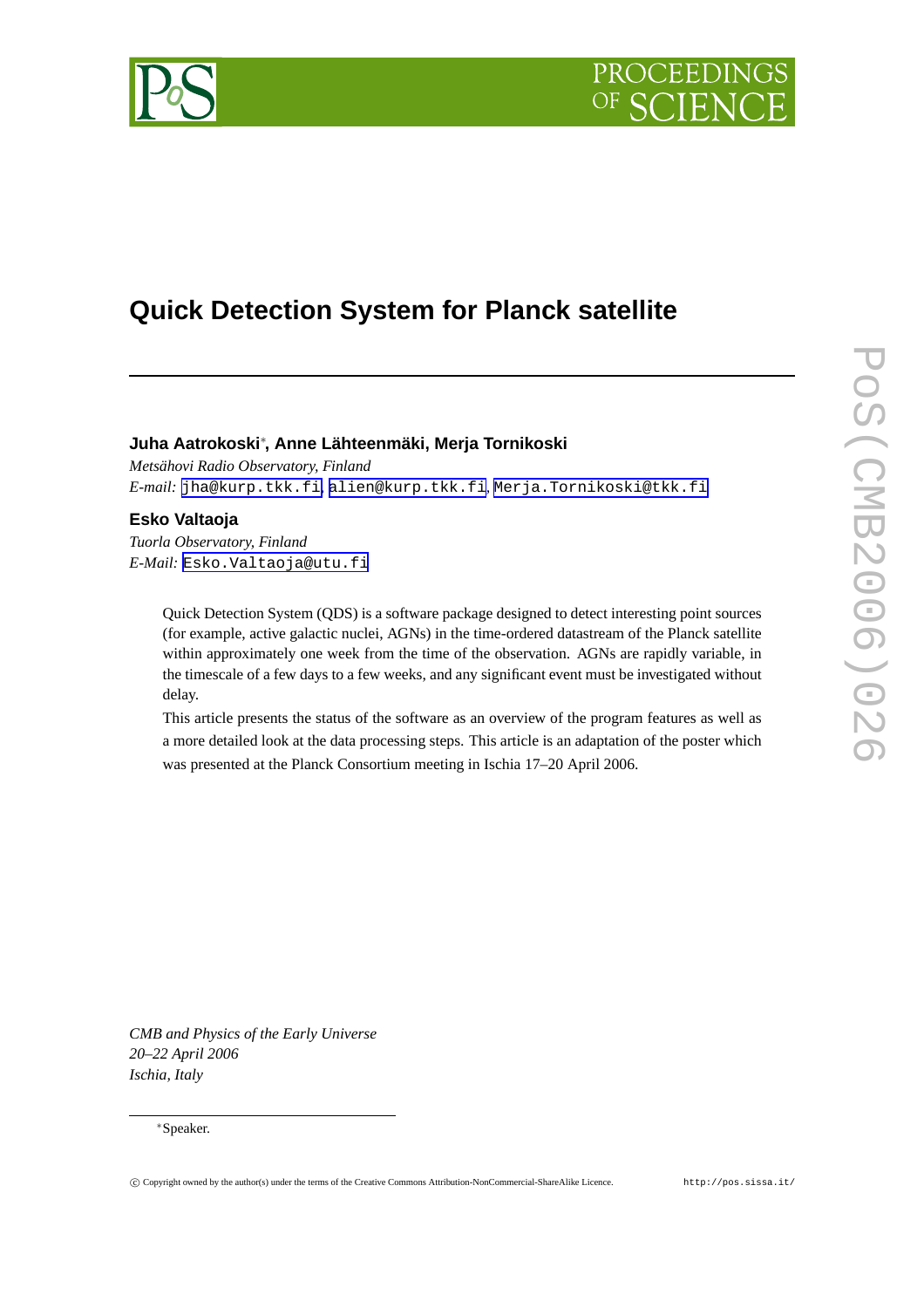# Quick Detection System for Planck satellite

**Juha Aatrokoski***, **Anne Lähteenmäki, Merja Tornikoski**

*Metsähovi Radio Observatory, Finland*

*E-mail:* jha@kurp.tkk.fi, alien@kurp.tkk.fi, Merja.Tornikoski@tkk.fi

**Esko Valtaoja**

*Tuorla Observatory, Finland*

*E-Mail:* Esko.Valtaoja@utu.fi

Quick Detection System (QDS) is a software package designed to detect interesting point sources (for example, active galactic nuclei, AGNs) in the time-ordered datastream of the Planck satellite within approximately one week from the time of the observation. AGNs are rapidly variable, in the timescale of a few days to a few weeks, and any significant event must be investigated without delay.

This article presents the status of the software as an overview of the program features as well as a more detailed look at the data processing steps. This article is an adaptation of the poster which was presented at the Planck Consortium meeting in Ischia 17–20 April 2006.

*CMB and Physics of the Early Universe*
*20–22 April 2006*
*Ischia, Italy*

*Speaker.

© Copyright owned by the author(s) under the terms of the Creative Commons Attribution-NonCommercial-ShareAlike Licence. http://pos.sissa.it/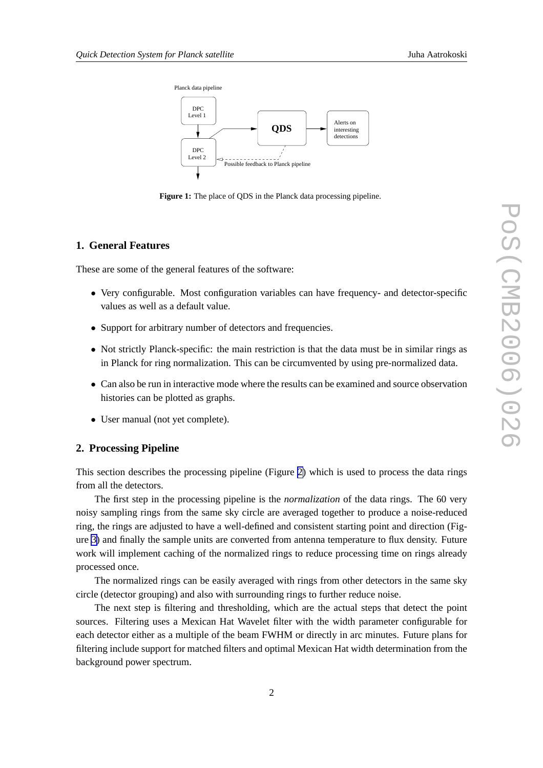Figure 1: The place of QDS in the Planck data processing pipeline.

## 1. General Features

These are some of the general features of the software:

- Very configurable. Most configuration variables can have frequency- and detector-specific values as well as a default value.
- Support for arbitrary number of detectors and frequencies.
- Not strictly Planck-specific: the main restriction is that the data must be in similar rings as in Planck for ring normalization. This can be circumvented by using pre-normalized data.
- Can also be run in interactive mode where the results can be examined and source observation histories can be plotted as graphs.
- User manual (not yet complete).

## 2. Processing Pipeline

This section describes the processing pipeline (Figure 2) which is used to process the data rings from all the detectors.

The first step in the processing pipeline is the *normalization* of the data rings. The 60 very noisy sampling rings from the same sky circle are averaged together to produce a noise-reduced ring, the rings are adjusted to have a well-defined and consistent starting point and direction (Figure 3) and finally the sample units are converted from antenna temperature to flux density. Future work will implement caching of the normalized rings to reduce processing time on rings already processed once.

The normalized rings can be easily averaged with rings from other detectors in the same sky circle (detector grouping) and also with surrounding rings to further reduce noise.

The next step is filtering and thresholding, which are the actual steps that detect the point sources. Filtering uses a Mexican Hat Wavelet filter with the width parameter configurable for each detector either as a multiple of the beam FWHM or directly in arc minutes. Future plans for filtering include support for matched filters and optimal Mexican Hat width determination from the background power spectrum.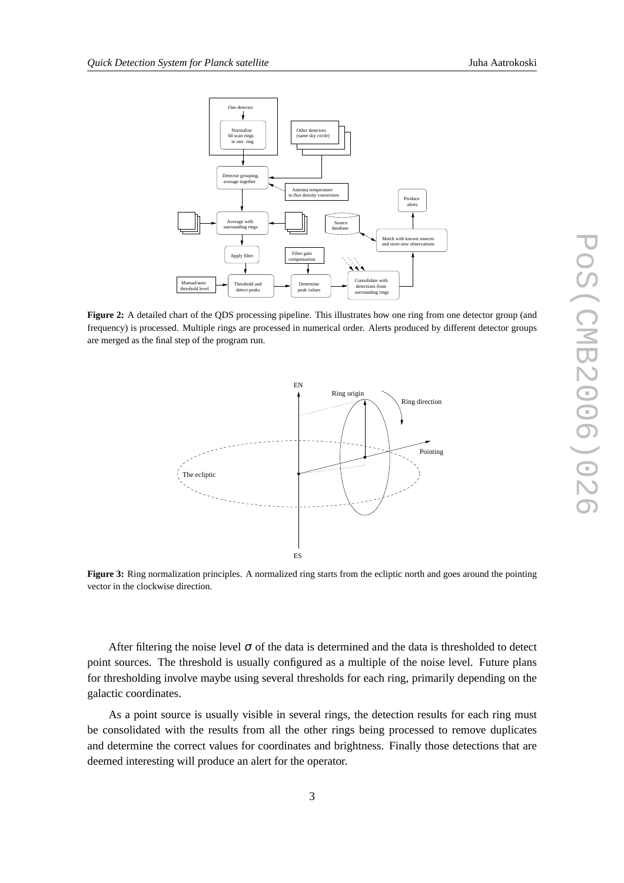**Figure 2:** A detailed chart of the QDS processing pipeline. This illustrates how one ring from one detector group (and frequency) is processed. Multiple rings are processed in numerical order. Alerts produced by different detector groups are merged as the final step of the program run.

**Figure 3:** Ring normalization principles. A normalized ring starts from the ecliptic north and goes around the pointing vector in the clockwise direction.

After filtering the noise level $\sigma$ of the data is determined and the data is thresholded to detect point sources. The threshold is usually configured as a multiple of the noise level. Future plans for thresholding involve maybe using several thresholds for each ring, primarily depending on the galactic coordinates.

As a point source is usually visible in several rings, the detection results for each ring must be consolidated with the results from all the other rings being processed to remove duplicates and determine the correct values for coordinates and brightness. Finally those detections that are deemed interesting will produce an alert for the operator.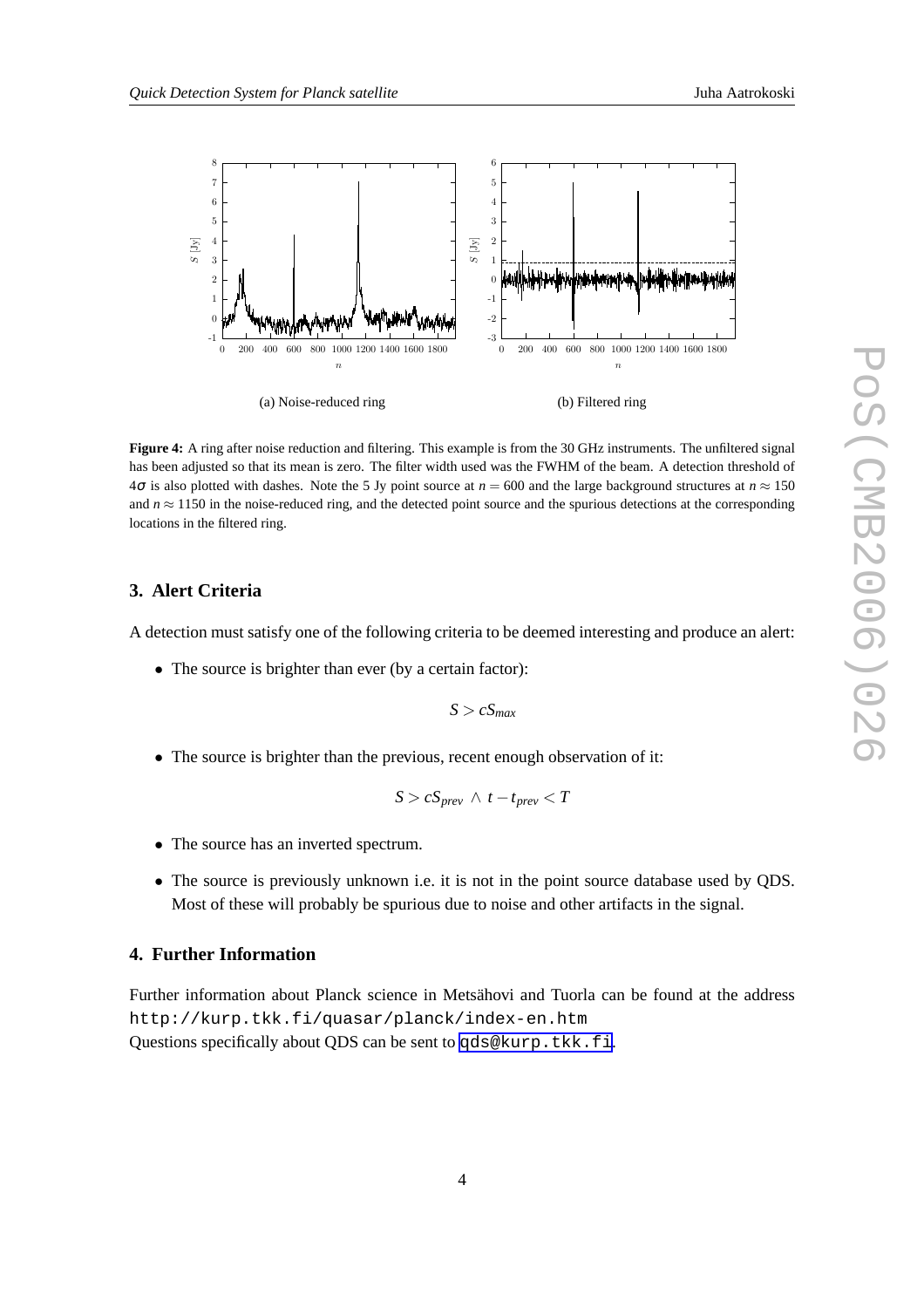8
7
6
5
4
3
2
1
0
-1

$S$ [Jy]

0 200 400 600 800 1000 1200 1400 1600 1800

$n$

(a) Noise-reduced ring

6
5
4
3
2
1
0
-1
-2
-3

$S$ [Jy]

0 200 400 600 800 1000 1200 1400 1600 1800

$n$

(b) Filtered ring

**Figure 4:** A ring after noise reduction and filtering. This example is from the 30 GHz instruments. The unfiltered signal has been adjusted so that its mean is zero. The filter width used was the FWHM of the beam. A detection threshold of $4\sigma$ is also plotted with dashes. Note the 5 Jy point source at $n = 600$ and the large background structures at $n \approx 150$ and $n \approx 1150$ in the noise-reduced ring, and the detected point source and the spurious detections at the corresponding locations in the filtered ring.

## 3. Alert Criteria

A detection must satisfy one of the following criteria to be deemed interesting and produce an alert:

- The source is brighter than ever (by a certain factor):

$$S > cS_{max}$$

- The source is brighter than the previous, recent enough observation of it:

$$S > cS_{prev} \wedge t - t_{prev} < T$$

- The source has an inverted spectrum.
- The source is previously unknown i.e. it is not in the point source database used by QDS. Most of these will probably be spurious due to noise and other artifacts in the signal.

## 4. Further Information

Further information about Planck science in Metsähovi and Tuorla can be found at the address http://kurp.tkk.fi/quasar/planck/index-en.htm
Questions specifically about QDS can be sent to qds@kurp.tkk.fi.